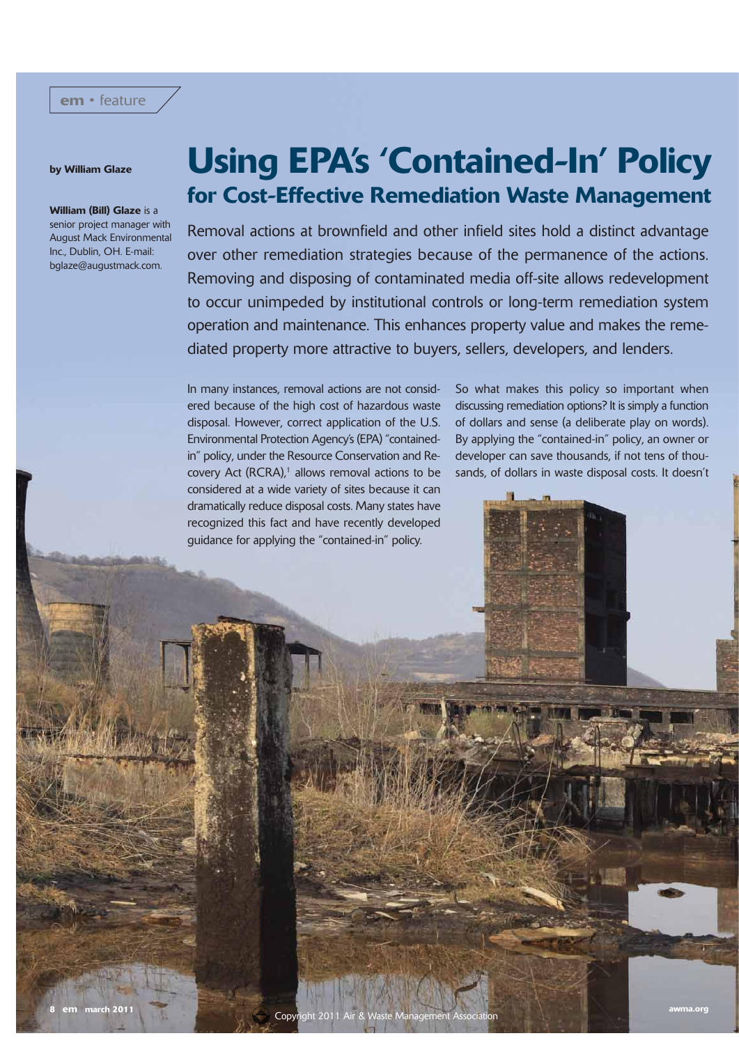# Using EPA's 'Contained-In' Policy

## for Cost-Effective Remediation Waste Management

by William Glaze

**William (Bill) Glaze** is a senior project manager with August Mack Environmental Inc., Dublin, OH. E-mail: bglaze@augustmack.com.

Removal actions at brownfield and other infield sites hold a distinct advantage over other remediation strategies because of the permanence of the actions. Removing and disposing of contaminated media off-site allows redevelopment to occur unimpeded by institutional controls or long-term remediation system operation and maintenance. This enhances property value and makes the remediated property more attractive to buyers, sellers, developers, and lenders.

In many instances, removal actions are not considered because of the high cost of hazardous waste disposal. However, correct application of the U.S. Environmental Protection Agency's (EPA) "contained-in" policy, under the Resource Conservation and Recovery Act (RCRA),[1] allows removal actions to be considered at a wide variety of sites because it can dramatically reduce disposal costs. Many states have recognized this fact and have recently developed guidance for applying the "contained-in" policy.

So what makes this policy so important when discussing remediation options? It is simply a function of dollars and sense (a deliberate play on words). By applying the "contained-in" policy, an owner or developer can save thousands, if not tens of thousands, of dollars in waste disposal costs. It doesn't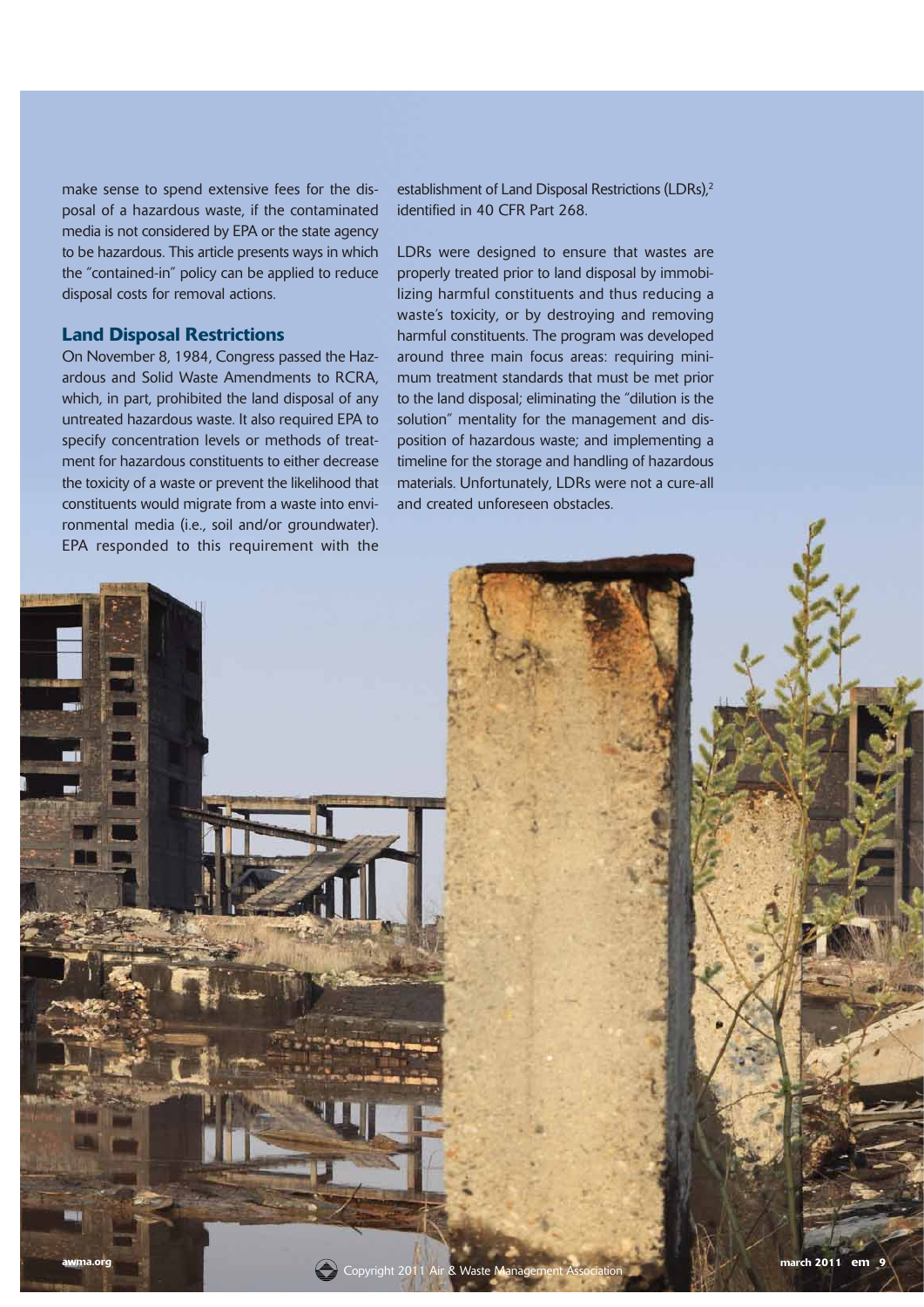make sense to spend extensive fees for the disposal of a hazardous waste, if the contaminated media is not considered by EPA or the state agency to be hazardous. This article presents ways in which the "contained-in" policy can be applied to reduce disposal costs for removal actions.

## Land Disposal Restrictions

On November 8, 1984, Congress passed the Hazardous and Solid Waste Amendments to RCRA, which, in part, prohibited the land disposal of any untreated hazardous waste. It also required EPA to specify concentration levels or methods of treatment for hazardous constituents to either decrease the toxicity of a waste or prevent the likelihood that constituents would migrate from a waste into environmental media (i.e., soil and/or groundwater). EPA responded to this requirement with the establishment of Land Disposal Restrictions (LDRs),[2] identified in 40 CFR Part 268.

LDRs were designed to ensure that wastes are properly treated prior to land disposal by immobilizing harmful constituents and thus reducing a waste's toxicity, or by destroying and removing harmful constituents. The program was developed around three main focus areas: requiring minimum treatment standards that must be met prior to the land disposal; eliminating the "dilution is the solution" mentality for the management and disposition of hazardous waste; and implementing a timeline for the storage and handling of hazardous materials. Unfortunately, LDRs were not a cure-all and created unforeseen obstacles.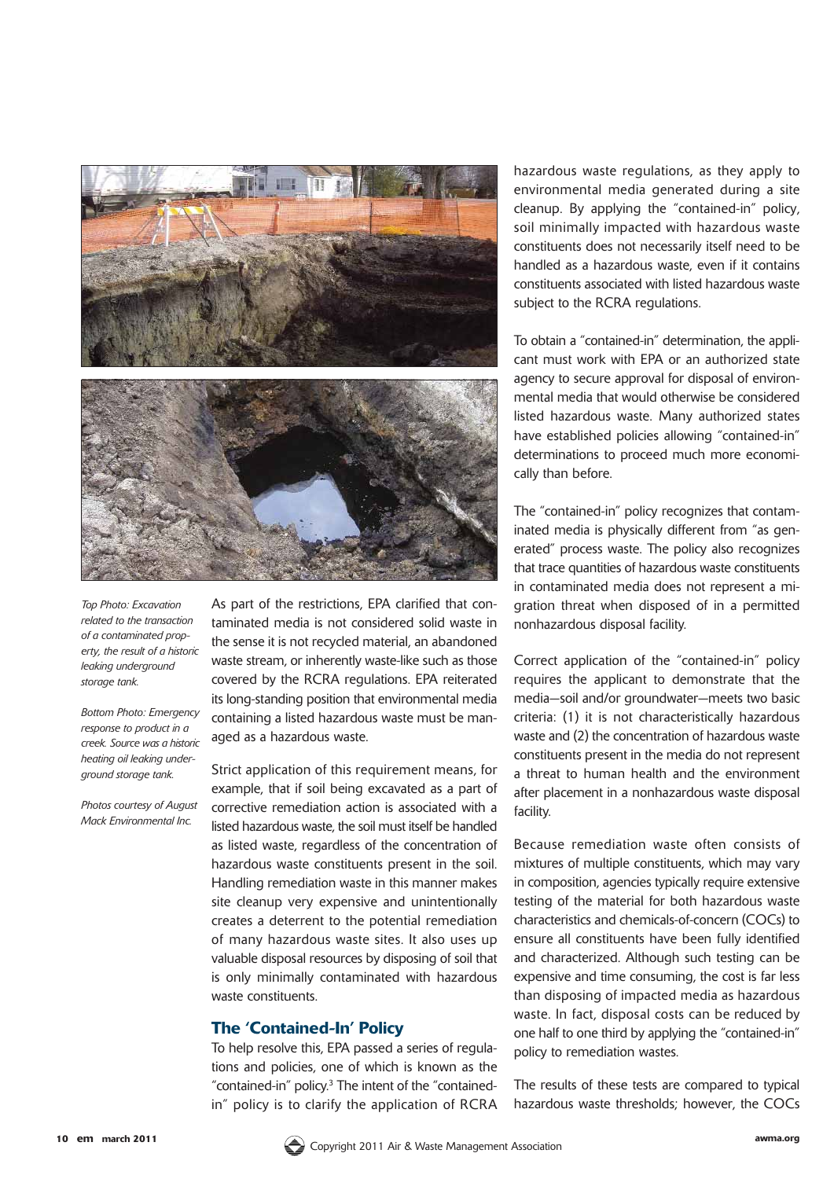*Top Photo: Excavation related to the transaction of a contaminated property, the result of a historic leaking underground storage tank.*

*Bottom Photo: Emergency response to product in a creek. Source was a historic heating oil leaking underground storage tank.*

*Photos courtesy of August Mack Environmental Inc.*

As part of the restrictions, EPA clarified that contaminated media is not considered solid waste in the sense it is not recycled material, an abandoned waste stream, or inherently waste-like such as those covered by the RCRA regulations. EPA reiterated its long-standing position that environmental media containing a listed hazardous waste must be managed as a hazardous waste.

Strict application of this requirement means, for example, that if soil being excavated as a part of corrective remediation action is associated with a listed hazardous waste, the soil must itself be handled as listed waste, regardless of the concentration of hazardous waste constituents present in the soil. Handling remediation waste in this manner makes site cleanup very expensive and unintentionally creates a deterrent to the potential remediation of many hazardous waste sites. It also uses up valuable disposal resources by disposing of soil that is only minimally contaminated with hazardous waste constituents.

## The 'Contained-In' Policy

To help resolve this, EPA passed a series of regulations and policies, one of which is known as the "contained-in" policy.[3] The intent of the "contained-in" policy is to clarify the application of RCRA hazardous waste regulations, as they apply to environmental media generated during a site cleanup. By applying the "contained-in" policy, soil minimally impacted with hazardous waste constituents does not necessarily itself need to be handled as a hazardous waste, even if it contains constituents associated with listed hazardous waste subject to the RCRA regulations.

To obtain a "contained-in" determination, the applicant must work with EPA or an authorized state agency to secure approval for disposal of environmental media that would otherwise be considered listed hazardous waste. Many authorized states have established policies allowing "contained-in" determinations to proceed much more economically than before.

The "contained-in" policy recognizes that contaminated media is physically different from "as generated" process waste. The policy also recognizes that trace quantities of hazardous waste constituents in contaminated media does not represent a migration threat when disposed of in a permitted nonhazardous disposal facility.

Correct application of the "contained-in" policy requires the applicant to demonstrate that the media—soil and/or groundwater—meets two basic criteria: (1) it is not characteristically hazardous waste and (2) the concentration of hazardous waste constituents present in the media do not represent a threat to human health and the environment after placement in a nonhazardous waste disposal facility.

Because remediation waste often consists of mixtures of multiple constituents, which may vary in composition, agencies typically require extensive testing of the material for both hazardous waste characteristics and chemicals-of-concern (COCs) to ensure all constituents have been fully identified and characterized. Although such testing can be expensive and time consuming, the cost is far less than disposing of impacted media as hazardous waste. In fact, disposal costs can be reduced by one half to one third by applying the "contained-in" policy to remediation wastes.

The results of these tests are compared to typical hazardous waste thresholds; however, the COCs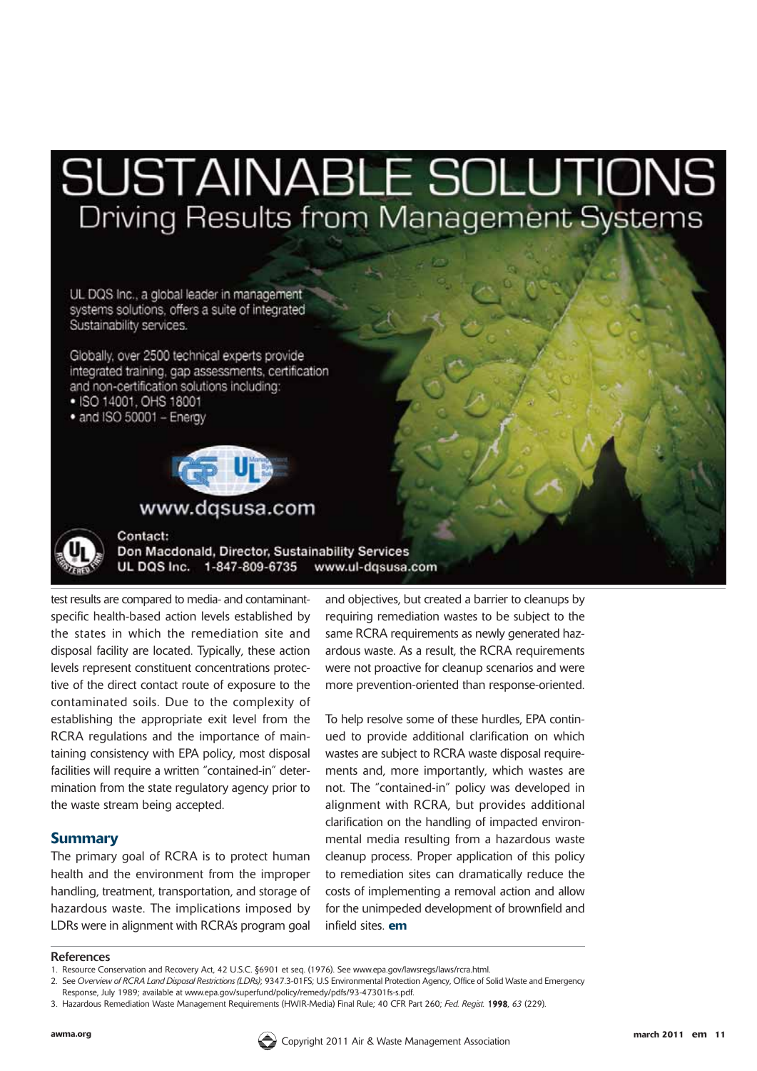SUSTAINABLE SOLUTIONS

Driving Results from Management Systems

UL DQS Inc., a global leader in management systems solutions, offers a suite of integrated Sustainability services.

Globally, over 2500 technical experts provide integrated training, gap assessments, certification and non-certification solutions including:

- ISO 14001, OHS 18001
- and ISO 50001 – Energy

www.dqsusa.com

Contact:
Don Macdonald, Director, Sustainability Services
UL DQS Inc. 1-847-809-6735 www.ul-dqsusa.com

test results are compared to media- and contaminant-specific health-based action levels established by the states in which the remediation site and disposal facility are located. Typically, these action levels represent constituent concentrations protective of the direct contact route of exposure to the contaminated soils. Due to the complexity of establishing the appropriate exit level from the RCRA regulations and the importance of maintaining consistency with EPA policy, most disposal facilities will require a written "contained-in" determination from the state regulatory agency prior to the waste stream being accepted.

## Summary

The primary goal of RCRA is to protect human health and the environment from the improper handling, treatment, transportation, and storage of hazardous waste. The implications imposed by LDRs were in alignment with RCRA's program goal and objectives, but created a barrier to cleanups by requiring remediation wastes to be subject to the same RCRA requirements as newly generated hazardous waste. As a result, the RCRA requirements were not proactive for cleanup scenarios and were more prevention-oriented than response-oriented.

To help resolve some of these hurdles, EPA continued to provide additional clarification on which wastes are subject to RCRA waste disposal requirements and, more importantly, which wastes are not. The "contained-in" policy was developed in alignment with RCRA, but provides additional clarification on the handling of impacted environmental media resulting from a hazardous waste cleanup process. Proper application of this policy to remediation sites can dramatically reduce the costs of implementing a removal action and allow for the unimpeded development of brownfield and infield sites. **em**

## References

1. Resource Conservation and Recovery Act, 42 U.S.C. §6901 et seq. (1976). See www.epa.gov/lawsregs/laws/rcra.html.
2. See *Overview of RCRA Land Disposal Restrictions (LDRs)*; 9347.3-01FS; U.S Environmental Protection Agency, Office of Solid Waste and Emergency Response, July 1989; available at www.epa.gov/superfund/policy/remedy/pdfs/93-47301fs-s.pdf.
3. Hazardous Remediation Waste Management Requirements (HWIR-Media) Final Rule; 40 CFR Part 260; *Fed. Regist.* **1998**, *63* (229).

Copyright 2011 Air & Waste Management Association